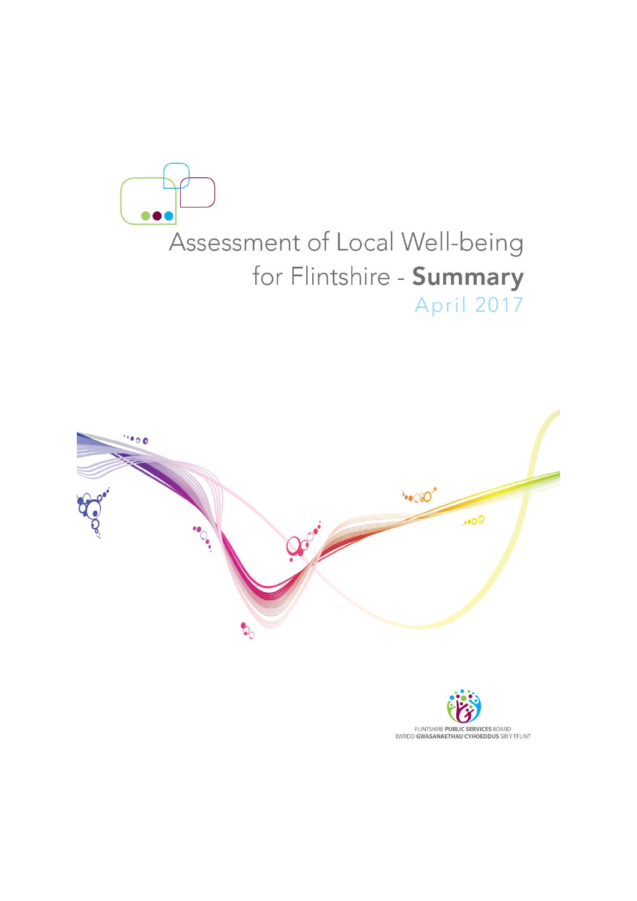# Assessment of Local Well-being for Flintshire - **Summary**

April 2017

FLINTSHIRE **PUBLIC SERVICES** BOARD
BWRDD **GWASANAETHAU CYHOEDDUS** SIR Y FFLINT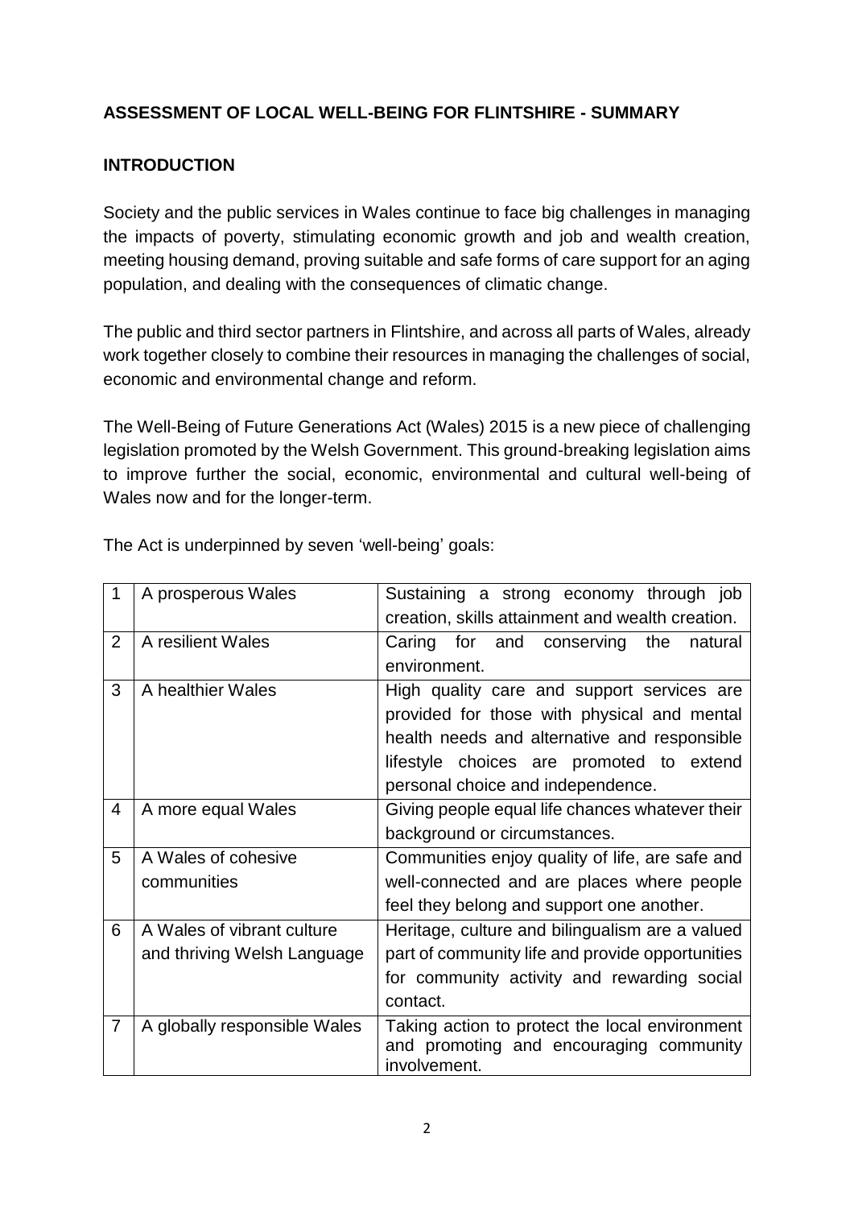## ASSESSMENT OF LOCAL WELL-BEING FOR FLINTSHIRE - SUMMARY

### INTRODUCTION

Society and the public services in Wales continue to face big challenges in managing the impacts of poverty, stimulating economic growth and job and wealth creation, meeting housing demand, proving suitable and safe forms of care support for an aging population, and dealing with the consequences of climatic change.

The public and third sector partners in Flintshire, and across all parts of Wales, already work together closely to combine their resources in managing the challenges of social, economic and environmental change and reform.

The Well-Being of Future Generations Act (Wales) 2015 is a new piece of challenging legislation promoted by the Welsh Government. This ground-breaking legislation aims to improve further the social, economic, environmental and cultural well-being of Wales now and for the longer-term.

The Act is underpinned by seven 'well-being' goals:

| | | |
|---|---|---|
| 1 | A prosperous Wales | Sustaining a strong economy through job creation, skills attainment and wealth creation. |
| 2 | A resilient Wales | Caring for and conserving the natural environment. |
| 3 | A healthier Wales | High quality care and support services are provided for those with physical and mental health needs and alternative and responsible lifestyle choices are promoted to extend personal choice and independence. |
| 4 | A more equal Wales | Giving people equal life chances whatever their background or circumstances. |
| 5 | A Wales of cohesive communities | Communities enjoy quality of life, are safe and well-connected and are places where people feel they belong and support one another. |
| 6 | A Wales of vibrant culture and thriving Welsh Language | Heritage, culture and bilingualism are a valued part of community life and provide opportunities for community activity and rewarding social contact. |
| 7 | A globally responsible Wales | Taking action to protect the local environment and promoting and encouraging community involvement. |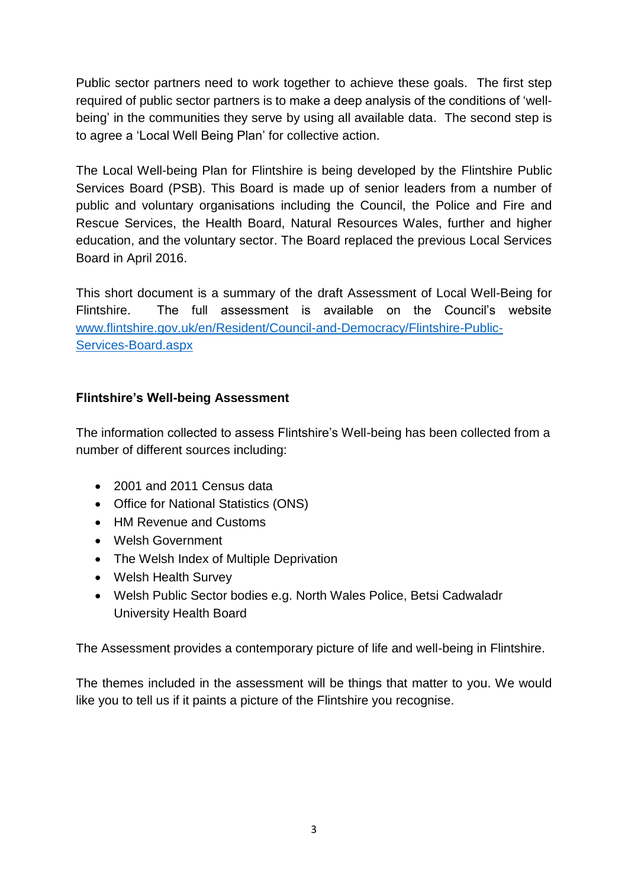Public sector partners need to work together to achieve these goals. The first step required of public sector partners is to make a deep analysis of the conditions of 'well-being' in the communities they serve by using all available data. The second step is to agree a 'Local Well Being Plan' for collective action.

The Local Well-being Plan for Flintshire is being developed by the Flintshire Public Services Board (PSB). This Board is made up of senior leaders from a number of public and voluntary organisations including the Council, the Police and Fire and Rescue Services, the Health Board, Natural Resources Wales, further and higher education, and the voluntary sector. The Board replaced the previous Local Services Board in April 2016.

This short document is a summary of the draft Assessment of Local Well-Being for Flintshire. The full assessment is available on the Council's website [www.flintshire.gov.uk/en/Resident/Council-and-Democracy/Flintshire-Public-Services-Board.aspx](www.flintshire.gov.uk/en/Resident/Council-and-Democracy/Flintshire-Public-Services-Board.aspx)

**Flintshire's Well-being Assessment**

The information collected to assess Flintshire's Well-being has been collected from a number of different sources including:

- 2001 and 2011 Census data
- Office for National Statistics (ONS)
- HM Revenue and Customs
- Welsh Government
- The Welsh Index of Multiple Deprivation
- Welsh Health Survey
- Welsh Public Sector bodies e.g. North Wales Police, Betsi Cadwaladr University Health Board

The Assessment provides a contemporary picture of life and well-being in Flintshire.

The themes included in the assessment will be things that matter to you. We would like you to tell us if it paints a picture of the Flintshire you recognise.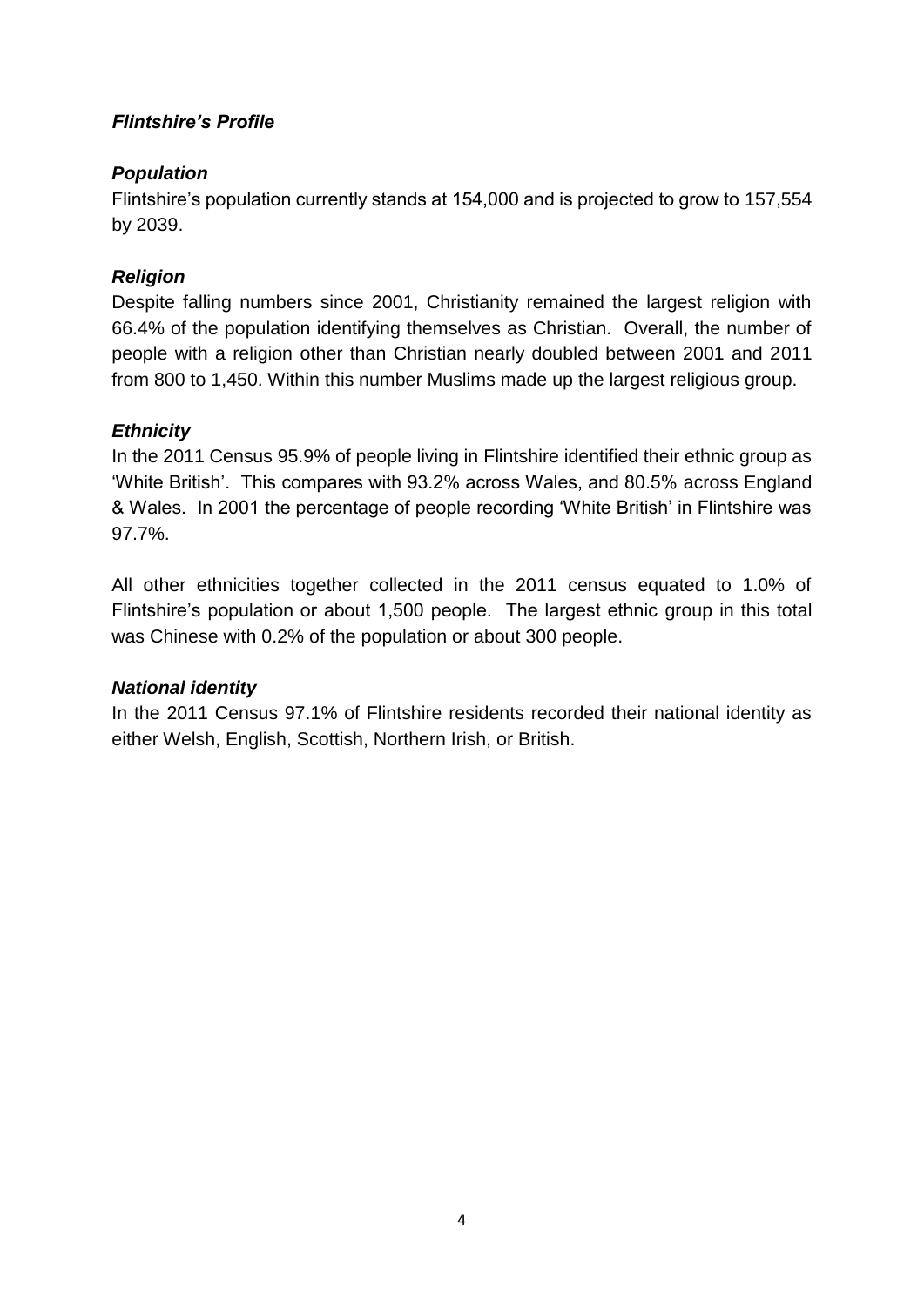## *Flintshire's Profile*

### *Population*

Flintshire's population currently stands at 154,000 and is projected to grow to 157,554 by 2039.

### *Religion*

Despite falling numbers since 2001, Christianity remained the largest religion with 66.4% of the population identifying themselves as Christian. Overall, the number of people with a religion other than Christian nearly doubled between 2001 and 2011 from 800 to 1,450. Within this number Muslims made up the largest religious group.

### *Ethnicity*

In the 2011 Census 95.9% of people living in Flintshire identified their ethnic group as 'White British'. This compares with 93.2% across Wales, and 80.5% across England & Wales. In 2001 the percentage of people recording 'White British' in Flintshire was 97.7%.

All other ethnicities together collected in the 2011 census equated to 1.0% of Flintshire's population or about 1,500 people. The largest ethnic group in this total was Chinese with 0.2% of the population or about 300 people.

### *National identity*

In the 2011 Census 97.1% of Flintshire residents recorded their national identity as either Welsh, English, Scottish, Northern Irish, or British.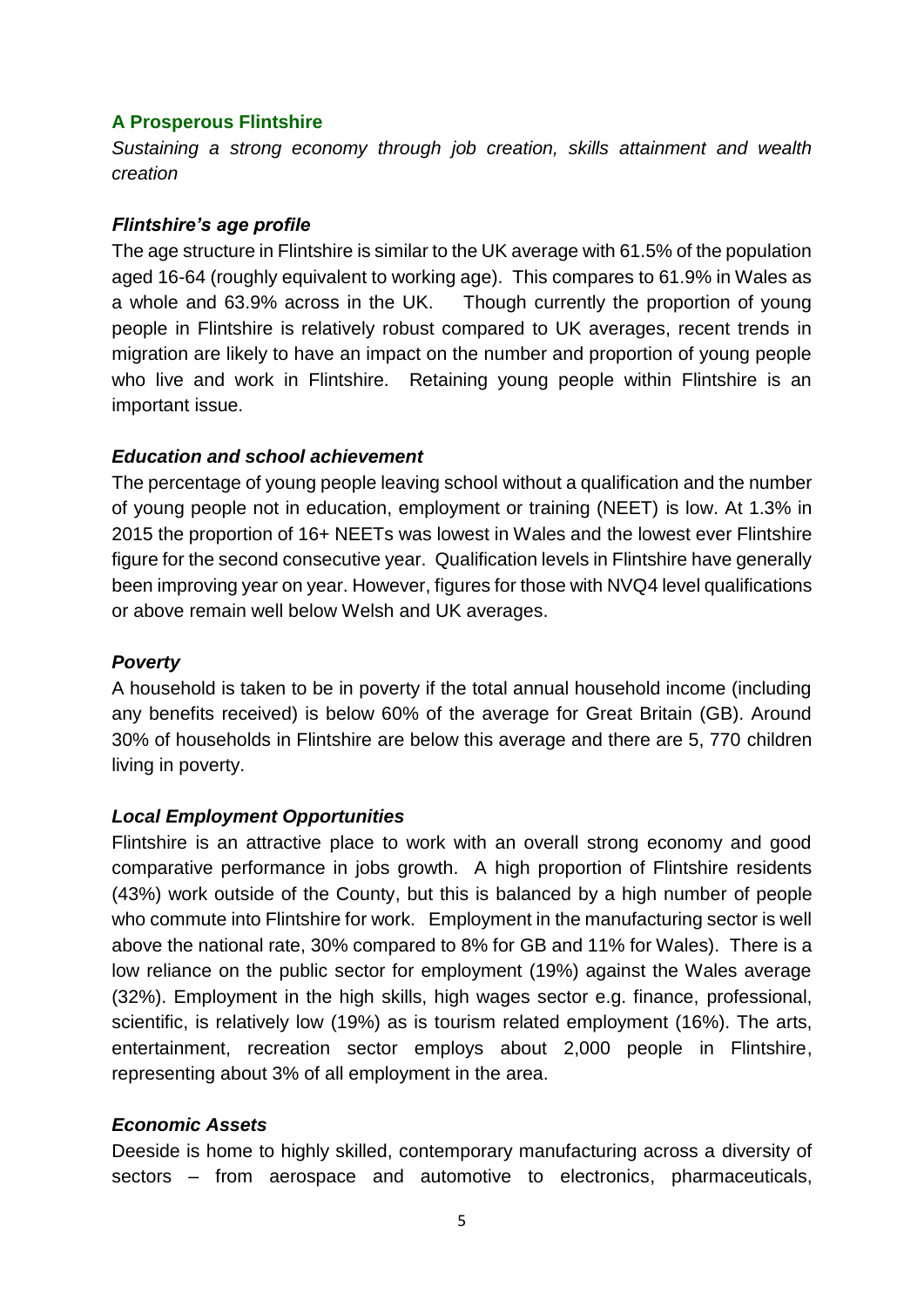## A Prosperous Flintshire

*Sustaining a strong economy through job creation, skills attainment and wealth creation*

### *Flintshire's age profile*

The age structure in Flintshire is similar to the UK average with 61.5% of the population aged 16-64 (roughly equivalent to working age). This compares to 61.9% in Wales as a whole and 63.9% across in the UK. Though currently the proportion of young people in Flintshire is relatively robust compared to UK averages, recent trends in migration are likely to have an impact on the number and proportion of young people who live and work in Flintshire. Retaining young people within Flintshire is an important issue.

### *Education and school achievement*

The percentage of young people leaving school without a qualification and the number of young people not in education, employment or training (NEET) is low. At 1.3% in 2015 the proportion of 16+ NEETs was lowest in Wales and the lowest ever Flintshire figure for the second consecutive year. Qualification levels in Flintshire have generally been improving year on year. However, figures for those with NVQ4 level qualifications or above remain well below Welsh and UK averages.

### *Poverty*

A household is taken to be in poverty if the total annual household income (including any benefits received) is below 60% of the average for Great Britain (GB). Around 30% of households in Flintshire are below this average and there are 5, 770 children living in poverty.

### *Local Employment Opportunities*

Flintshire is an attractive place to work with an overall strong economy and good comparative performance in jobs growth. A high proportion of Flintshire residents (43%) work outside of the County, but this is balanced by a high number of people who commute into Flintshire for work. Employment in the manufacturing sector is well above the national rate, 30% compared to 8% for GB and 11% for Wales). There is a low reliance on the public sector for employment (19%) against the Wales average (32%). Employment in the high skills, high wages sector e.g. finance, professional, scientific, is relatively low (19%) as is tourism related employment (16%). The arts, entertainment, recreation sector employs about 2,000 people in Flintshire, representing about 3% of all employment in the area.

### *Economic Assets*

Deeside is home to highly skilled, contemporary manufacturing across a diversity of sectors – from aerospace and automotive to electronics, pharmaceuticals,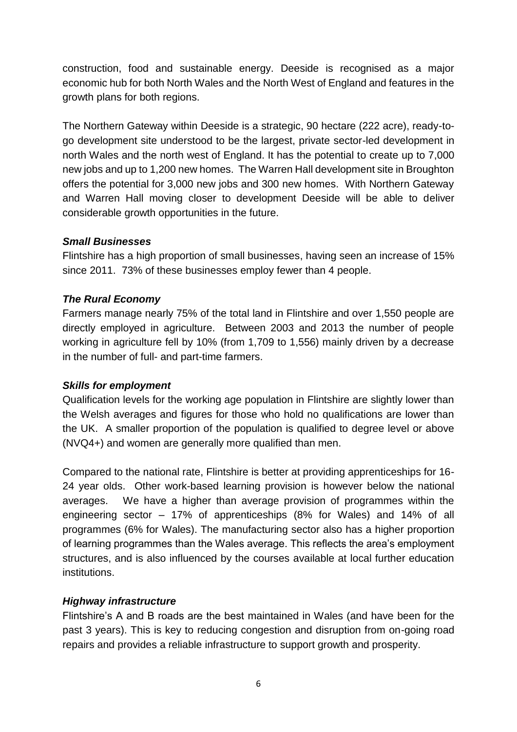construction, food and sustainable energy. Deeside is recognised as a major economic hub for both North Wales and the North West of England and features in the growth plans for both regions.

The Northern Gateway within Deeside is a strategic, 90 hectare (222 acre), ready-to-go development site understood to be the largest, private sector-led development in north Wales and the north west of England. It has the potential to create up to 7,000 new jobs and up to 1,200 new homes. The Warren Hall development site in Broughton offers the potential for 3,000 new jobs and 300 new homes. With Northern Gateway and Warren Hall moving closer to development Deeside will be able to deliver considerable growth opportunities in the future.

***Small Businesses***

Flintshire has a high proportion of small businesses, having seen an increase of 15% since 2011. 73% of these businesses employ fewer than 4 people.

***The Rural Economy***

Farmers manage nearly 75% of the total land in Flintshire and over 1,550 people are directly employed in agriculture. Between 2003 and 2013 the number of people working in agriculture fell by 10% (from 1,709 to 1,556) mainly driven by a decrease in the number of full- and part-time farmers.

***Skills for employment***

Qualification levels for the working age population in Flintshire are slightly lower than the Welsh averages and figures for those who hold no qualifications are lower than the UK. A smaller proportion of the population is qualified to degree level or above (NVQ4+) and women are generally more qualified than men.

Compared to the national rate, Flintshire is better at providing apprenticeships for 16-24 year olds. Other work-based learning provision is however below the national averages. We have a higher than average provision of programmes within the engineering sector – 17% of apprenticeships (8% for Wales) and 14% of all programmes (6% for Wales). The manufacturing sector also has a higher proportion of learning programmes than the Wales average. This reflects the area's employment structures, and is also influenced by the courses available at local further education institutions.

***Highway infrastructure***

Flintshire's A and B roads are the best maintained in Wales (and have been for the past 3 years). This is key to reducing congestion and disruption from on-going road repairs and provides a reliable infrastructure to support growth and prosperity.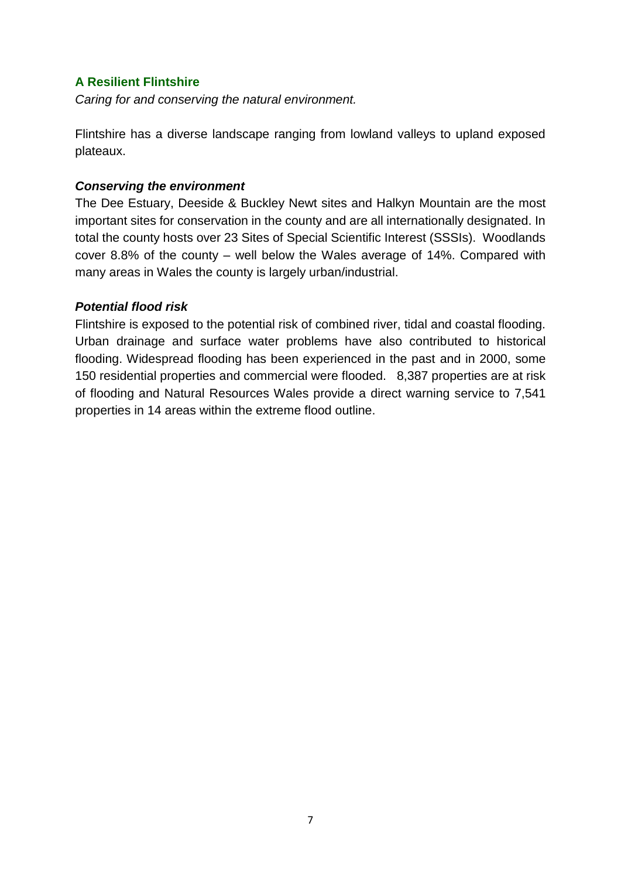## A Resilient Flintshire

*Caring for and conserving the natural environment.*

Flintshire has a diverse landscape ranging from lowland valleys to upland exposed plateaux.

### *Conserving the environment*

The Dee Estuary, Deeside & Buckley Newt sites and Halkyn Mountain are the most important sites for conservation in the county and are all internationally designated. In total the county hosts over 23 Sites of Special Scientific Interest (SSSIs). Woodlands cover 8.8% of the county – well below the Wales average of 14%. Compared with many areas in Wales the county is largely urban/industrial.

### *Potential flood risk*

Flintshire is exposed to the potential risk of combined river, tidal and coastal flooding. Urban drainage and surface water problems have also contributed to historical flooding. Widespread flooding has been experienced in the past and in 2000, some 150 residential properties and commercial were flooded. 8,387 properties are at risk of flooding and Natural Resources Wales provide a direct warning service to 7,541 properties in 14 areas within the extreme flood outline.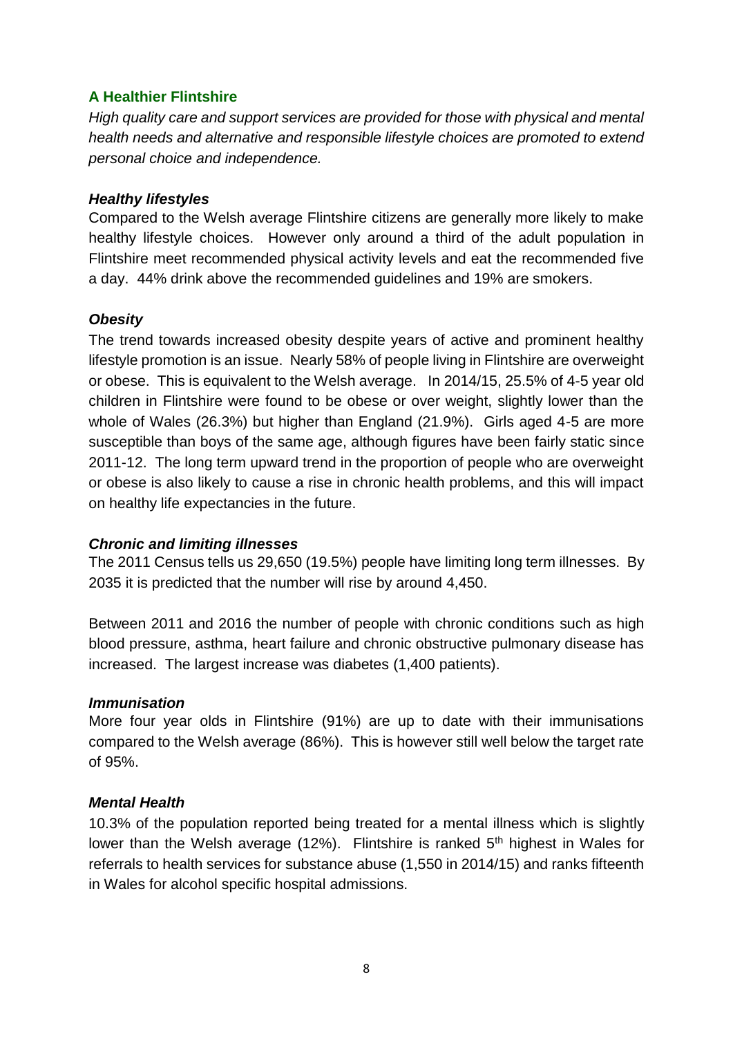## A Healthier Flintshire

*High quality care and support services are provided for those with physical and mental health needs and alternative and responsible lifestyle choices are promoted to extend personal choice and independence.*

### *Healthy lifestyles*

Compared to the Welsh average Flintshire citizens are generally more likely to make healthy lifestyle choices. However only around a third of the adult population in Flintshire meet recommended physical activity levels and eat the recommended five a day. 44% drink above the recommended guidelines and 19% are smokers.

### *Obesity*

The trend towards increased obesity despite years of active and prominent healthy lifestyle promotion is an issue. Nearly 58% of people living in Flintshire are overweight or obese. This is equivalent to the Welsh average. In 2014/15, 25.5% of 4-5 year old children in Flintshire were found to be obese or over weight, slightly lower than the whole of Wales (26.3%) but higher than England (21.9%). Girls aged 4-5 are more susceptible than boys of the same age, although figures have been fairly static since 2011-12. The long term upward trend in the proportion of people who are overweight or obese is also likely to cause a rise in chronic health problems, and this will impact on healthy life expectancies in the future.

### *Chronic and limiting illnesses*

The 2011 Census tells us 29,650 (19.5%) people have limiting long term illnesses. By 2035 it is predicted that the number will rise by around 4,450.

Between 2011 and 2016 the number of people with chronic conditions such as high blood pressure, asthma, heart failure and chronic obstructive pulmonary disease has increased. The largest increase was diabetes (1,400 patients).

### *Immunisation*

More four year olds in Flintshire (91%) are up to date with their immunisations compared to the Welsh average (86%). This is however still well below the target rate of 95%.

### *Mental Health*

10.3% of the population reported being treated for a mental illness which is slightly lower than the Welsh average (12%). Flintshire is ranked 5th highest in Wales for referrals to health services for substance abuse (1,550 in 2014/15) and ranks fifteenth in Wales for alcohol specific hospital admissions.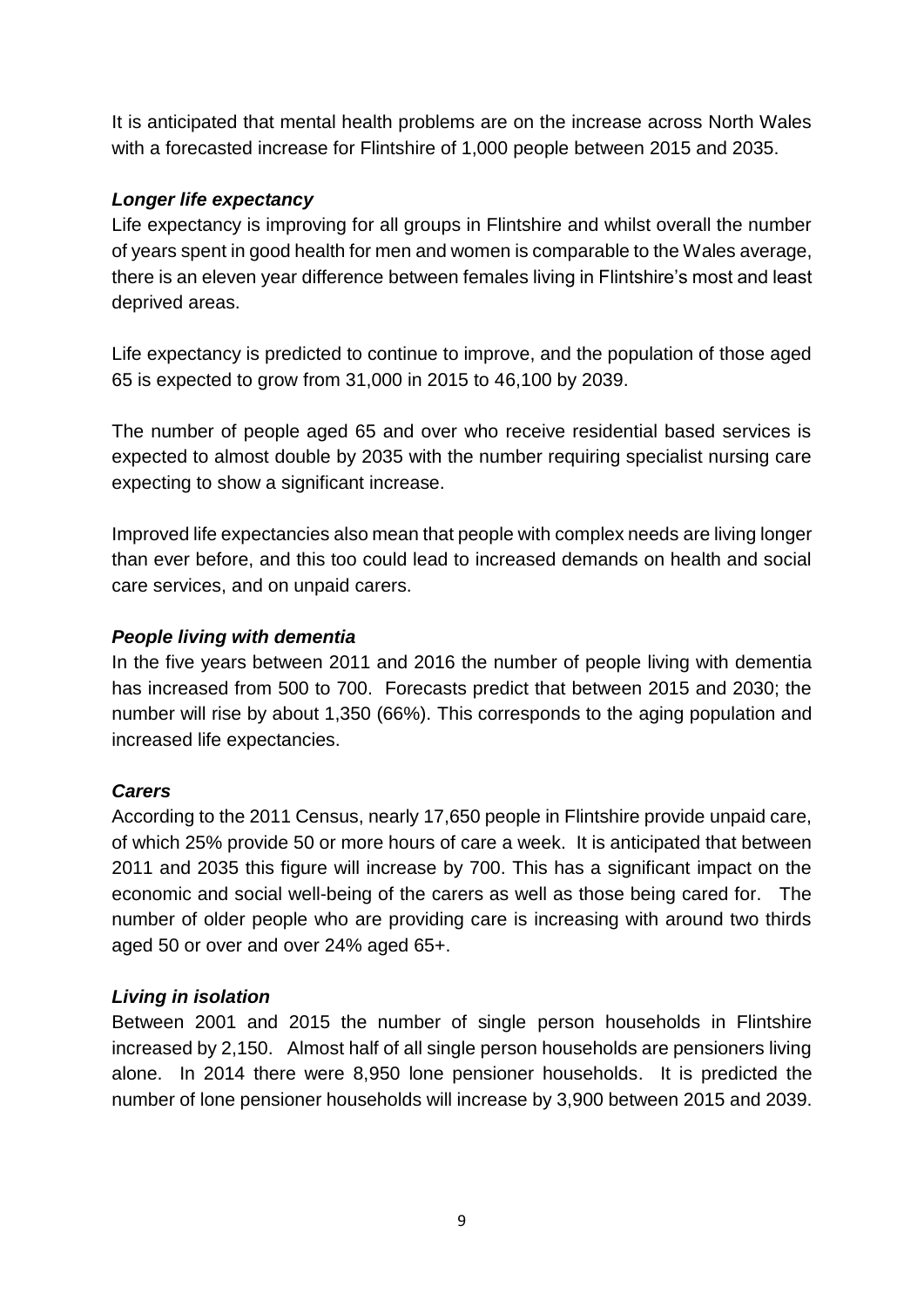It is anticipated that mental health problems are on the increase across North Wales with a forecasted increase for Flintshire of 1,000 people between 2015 and 2035.

***Longer life expectancy***

Life expectancy is improving for all groups in Flintshire and whilst overall the number of years spent in good health for men and women is comparable to the Wales average, there is an eleven year difference between females living in Flintshire's most and least deprived areas.

Life expectancy is predicted to continue to improve, and the population of those aged 65 is expected to grow from 31,000 in 2015 to 46,100 by 2039.

The number of people aged 65 and over who receive residential based services is expected to almost double by 2035 with the number requiring specialist nursing care expecting to show a significant increase.

Improved life expectancies also mean that people with complex needs are living longer than ever before, and this too could lead to increased demands on health and social care services, and on unpaid carers.

***People living with dementia***

In the five years between 2011 and 2016 the number of people living with dementia has increased from 500 to 700. Forecasts predict that between 2015 and 2030; the number will rise by about 1,350 (66%). This corresponds to the aging population and increased life expectancies.

***Carers***

According to the 2011 Census, nearly 17,650 people in Flintshire provide unpaid care, of which 25% provide 50 or more hours of care a week. It is anticipated that between 2011 and 2035 this figure will increase by 700. This has a significant impact on the economic and social well-being of the carers as well as those being cared for. The number of older people who are providing care is increasing with around two thirds aged 50 or over and over 24% aged 65+.

***Living in isolation***

Between 2001 and 2015 the number of single person households in Flintshire increased by 2,150. Almost half of all single person households are pensioners living alone. In 2014 there were 8,950 lone pensioner households. It is predicted the number of lone pensioner households will increase by 3,900 between 2015 and 2039.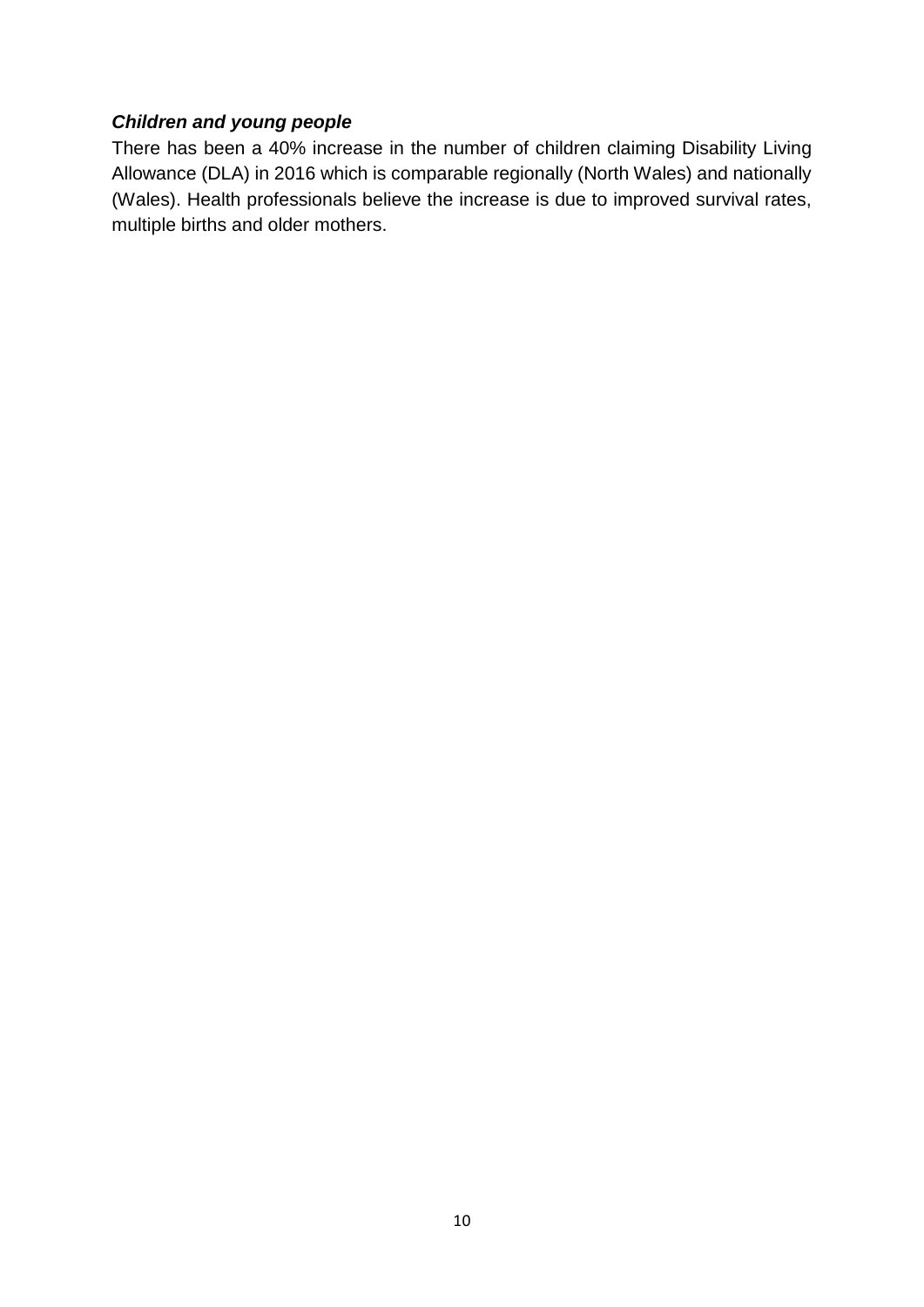***Children and young people***

There has been a 40% increase in the number of children claiming Disability Living Allowance (DLA) in 2016 which is comparable regionally (North Wales) and nationally (Wales). Health professionals believe the increase is due to improved survival rates, multiple births and older mothers.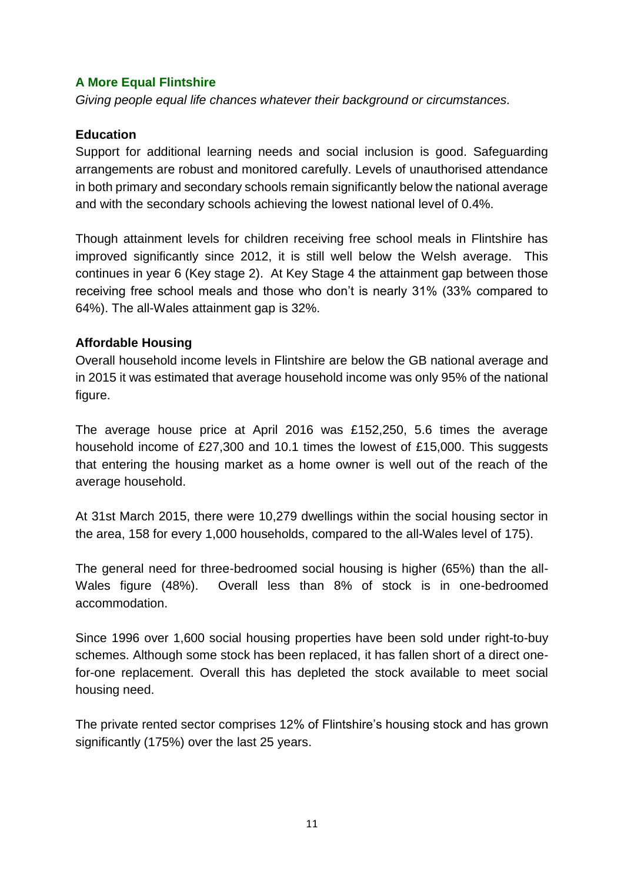## A More Equal Flintshire

*Giving people equal life chances whatever their background or circumstances.*

### Education

Support for additional learning needs and social inclusion is good. Safeguarding arrangements are robust and monitored carefully. Levels of unauthorised attendance in both primary and secondary schools remain significantly below the national average and with the secondary schools achieving the lowest national level of 0.4%.

Though attainment levels for children receiving free school meals in Flintshire has improved significantly since 2012, it is still well below the Welsh average. This continues in year 6 (Key stage 2). At Key Stage 4 the attainment gap between those receiving free school meals and those who don't is nearly 31% (33% compared to 64%). The all-Wales attainment gap is 32%.

### Affordable Housing

Overall household income levels in Flintshire are below the GB national average and in 2015 it was estimated that average household income was only 95% of the national figure.

The average house price at April 2016 was £152,250, 5.6 times the average household income of £27,300 and 10.1 times the lowest of £15,000. This suggests that entering the housing market as a home owner is well out of the reach of the average household.

At 31st March 2015, there were 10,279 dwellings within the social housing sector in the area, 158 for every 1,000 households, compared to the all-Wales level of 175).

The general need for three-bedroomed social housing is higher (65%) than the all-Wales figure (48%). Overall less than 8% of stock is in one-bedroomed accommodation.

Since 1996 over 1,600 social housing properties have been sold under right-to-buy schemes. Although some stock has been replaced, it has fallen short of a direct one-for-one replacement. Overall this has depleted the stock available to meet social housing need.

The private rented sector comprises 12% of Flintshire's housing stock and has grown significantly (175%) over the last 25 years.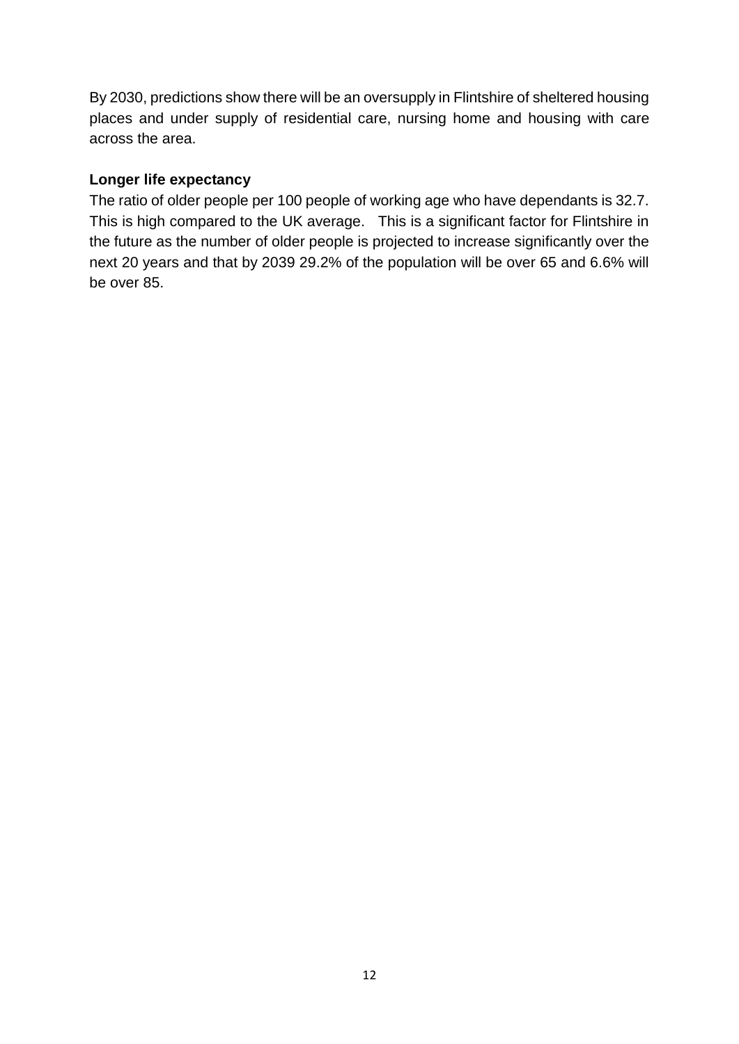By 2030, predictions show there will be an oversupply in Flintshire of sheltered housing places and under supply of residential care, nursing home and housing with care across the area.

**Longer life expectancy**

The ratio of older people per 100 people of working age who have dependants is 32.7. This is high compared to the UK average. This is a significant factor for Flintshire in the future as the number of older people is projected to increase significantly over the next 20 years and that by 2039 29.2% of the population will be over 65 and 6.6% will be over 85.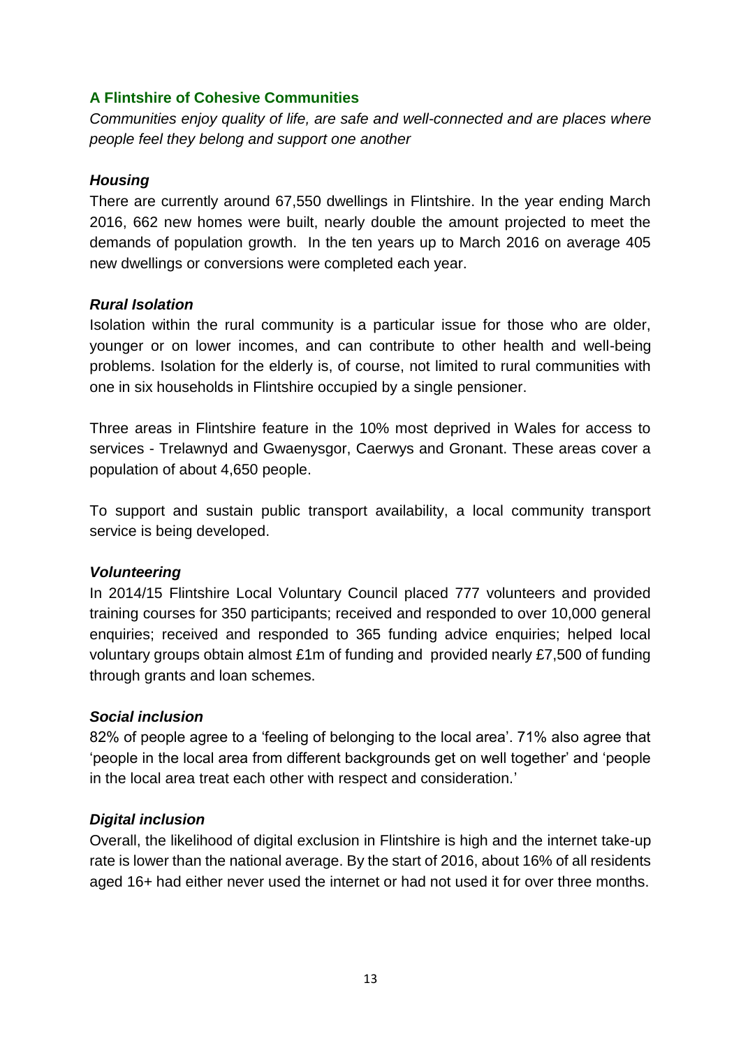## A Flintshire of Cohesive Communities

*Communities enjoy quality of life, are safe and well-connected and are places where people feel they belong and support one another*

### *Housing*

There are currently around 67,550 dwellings in Flintshire. In the year ending March 2016, 662 new homes were built, nearly double the amount projected to meet the demands of population growth. In the ten years up to March 2016 on average 405 new dwellings or conversions were completed each year.

### *Rural Isolation*

Isolation within the rural community is a particular issue for those who are older, younger or on lower incomes, and can contribute to other health and well-being problems. Isolation for the elderly is, of course, not limited to rural communities with one in six households in Flintshire occupied by a single pensioner.

Three areas in Flintshire feature in the 10% most deprived in Wales for access to services - Trelawnyd and Gwaenysgor, Caerwys and Gronant. These areas cover a population of about 4,650 people.

To support and sustain public transport availability, a local community transport service is being developed.

### *Volunteering*

In 2014/15 Flintshire Local Voluntary Council placed 777 volunteers and provided training courses for 350 participants; received and responded to over 10,000 general enquiries; received and responded to 365 funding advice enquiries; helped local voluntary groups obtain almost £1m of funding and provided nearly £7,500 of funding through grants and loan schemes.

### *Social inclusion*

82% of people agree to a 'feeling of belonging to the local area'. 71% also agree that 'people in the local area from different backgrounds get on well together' and 'people in the local area treat each other with respect and consideration.'

### *Digital inclusion*

Overall, the likelihood of digital exclusion in Flintshire is high and the internet take-up rate is lower than the national average. By the start of 2016, about 16% of all residents aged 16+ had either never used the internet or had not used it for over three months.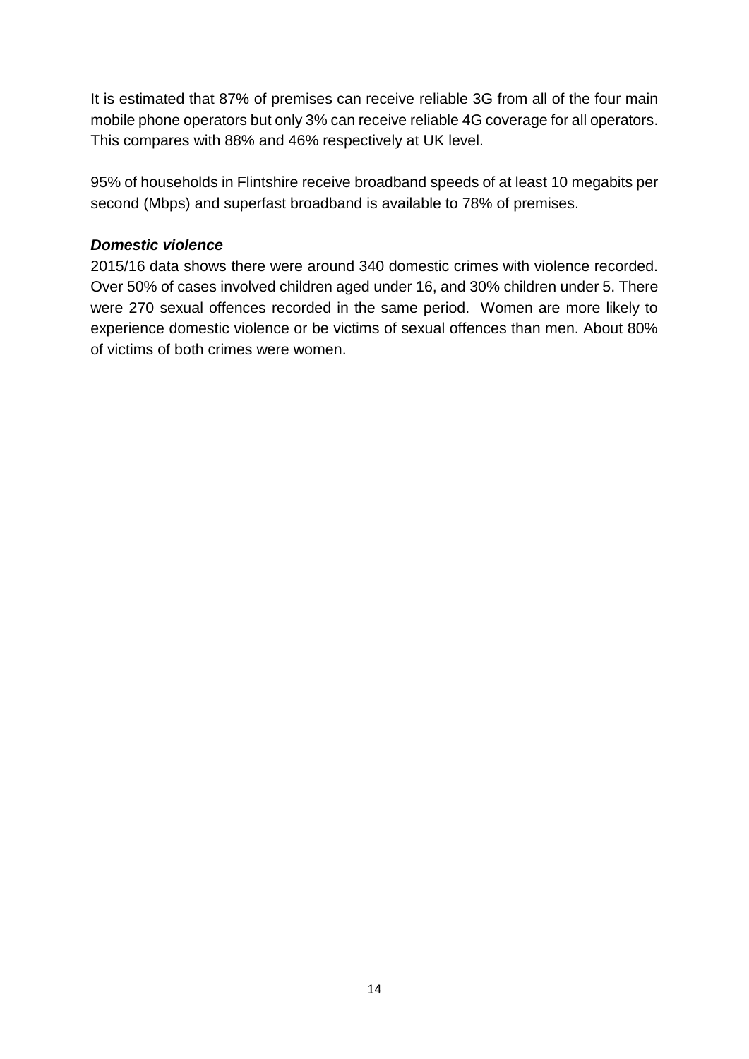It is estimated that 87% of premises can receive reliable 3G from all of the four main mobile phone operators but only 3% can receive reliable 4G coverage for all operators. This compares with 88% and 46% respectively at UK level.

95% of households in Flintshire receive broadband speeds of at least 10 megabits per second (Mbps) and superfast broadband is available to 78% of premises.

***Domestic violence***

2015/16 data shows there were around 340 domestic crimes with violence recorded. Over 50% of cases involved children aged under 16, and 30% children under 5. There were 270 sexual offences recorded in the same period. Women are more likely to experience domestic violence or be victims of sexual offences than men. About 80% of victims of both crimes were women.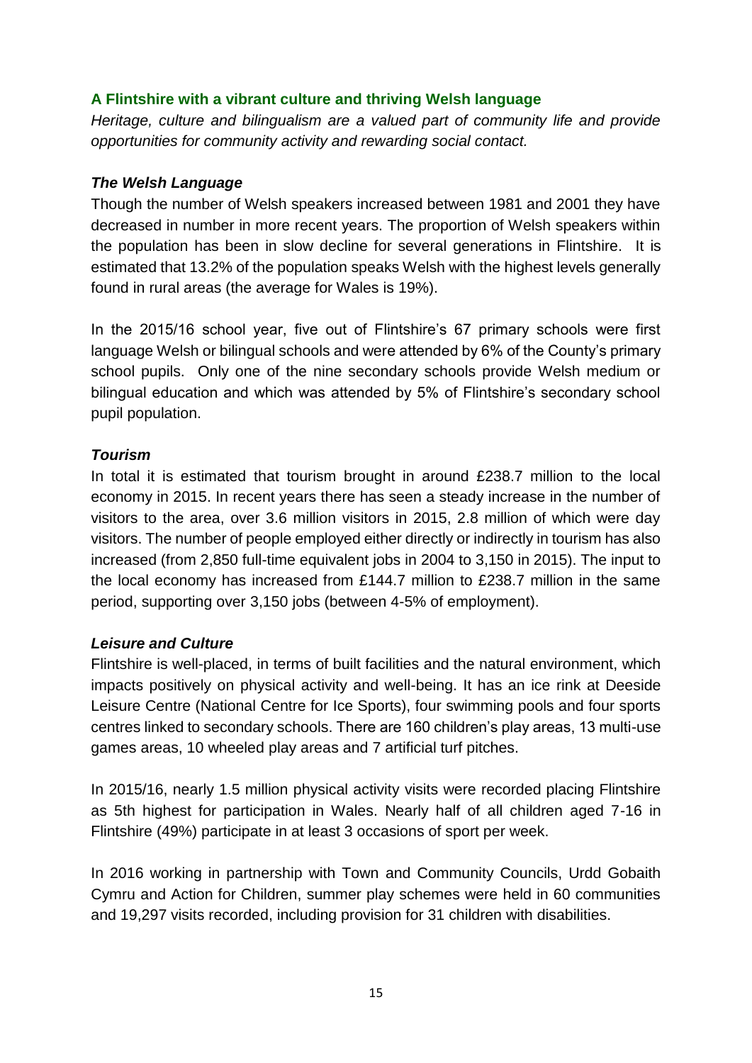## A Flintshire with a vibrant culture and thriving Welsh language

*Heritage, culture and bilingualism are a valued part of community life and provide opportunities for community activity and rewarding social contact.*

### *The Welsh Language*

Though the number of Welsh speakers increased between 1981 and 2001 they have decreased in number in more recent years. The proportion of Welsh speakers within the population has been in slow decline for several generations in Flintshire. It is estimated that 13.2% of the population speaks Welsh with the highest levels generally found in rural areas (the average for Wales is 19%).

In the 2015/16 school year, five out of Flintshire's 67 primary schools were first language Welsh or bilingual schools and were attended by 6% of the County's primary school pupils. Only one of the nine secondary schools provide Welsh medium or bilingual education and which was attended by 5% of Flintshire's secondary school pupil population.

### *Tourism*

In total it is estimated that tourism brought in around £238.7 million to the local economy in 2015. In recent years there has seen a steady increase in the number of visitors to the area, over 3.6 million visitors in 2015, 2.8 million of which were day visitors. The number of people employed either directly or indirectly in tourism has also increased (from 2,850 full-time equivalent jobs in 2004 to 3,150 in 2015). The input to the local economy has increased from £144.7 million to £238.7 million in the same period, supporting over 3,150 jobs (between 4-5% of employment).

### *Leisure and Culture*

Flintshire is well-placed, in terms of built facilities and the natural environment, which impacts positively on physical activity and well-being. It has an ice rink at Deeside Leisure Centre (National Centre for Ice Sports), four swimming pools and four sports centres linked to secondary schools. There are 160 children's play areas, 13 multi-use games areas, 10 wheeled play areas and 7 artificial turf pitches.

In 2015/16, nearly 1.5 million physical activity visits were recorded placing Flintshire as 5th highest for participation in Wales. Nearly half of all children aged 7-16 in Flintshire (49%) participate in at least 3 occasions of sport per week.

In 2016 working in partnership with Town and Community Councils, Urdd Gobaith Cymru and Action for Children, summer play schemes were held in 60 communities and 19,297 visits recorded, including provision for 31 children with disabilities.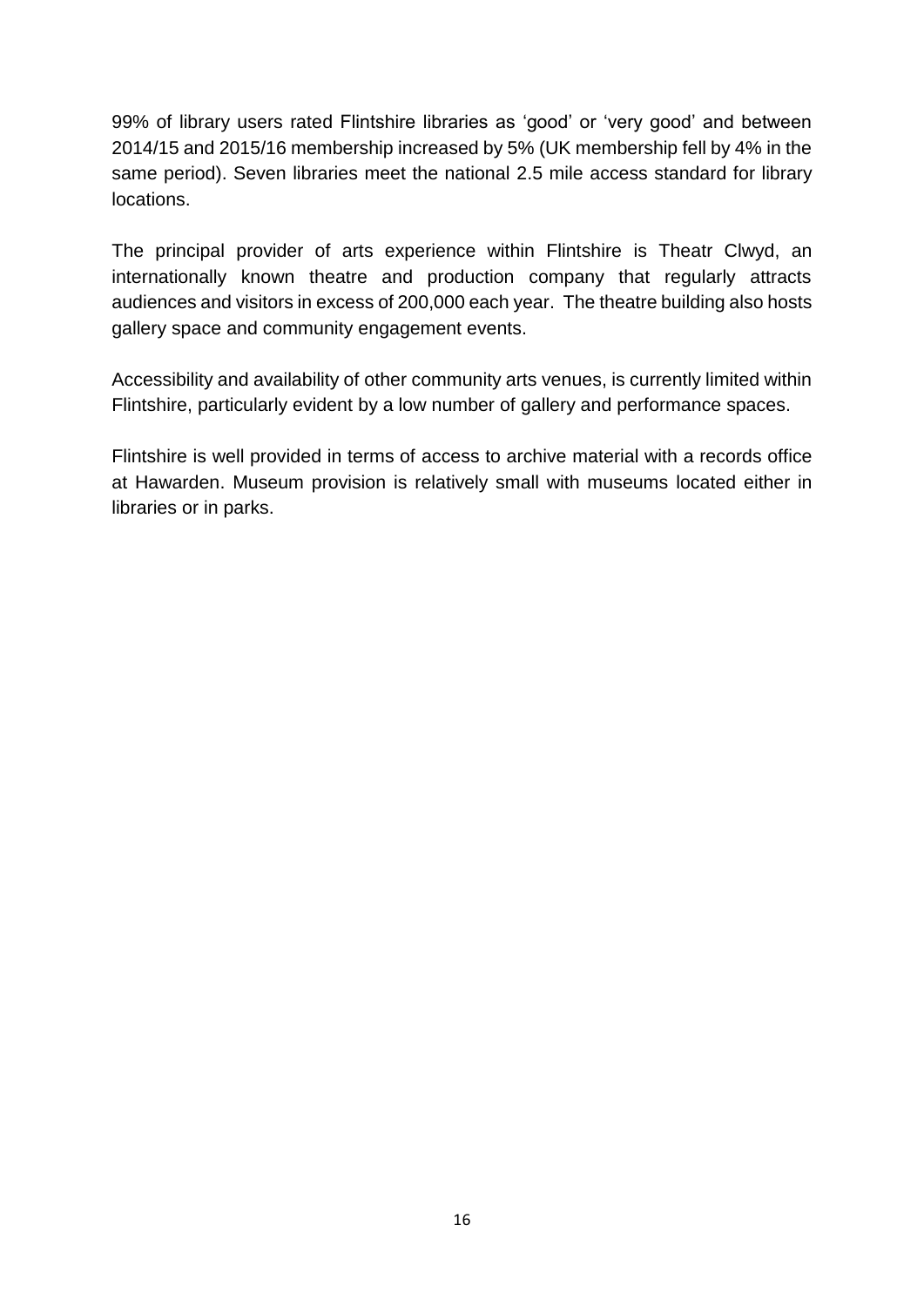99% of library users rated Flintshire libraries as 'good' or 'very good' and between 2014/15 and 2015/16 membership increased by 5% (UK membership fell by 4% in the same period). Seven libraries meet the national 2.5 mile access standard for library locations.

The principal provider of arts experience within Flintshire is Theatr Clwyd, an internationally known theatre and production company that regularly attracts audiences and visitors in excess of 200,000 each year. The theatre building also hosts gallery space and community engagement events.

Accessibility and availability of other community arts venues, is currently limited within Flintshire, particularly evident by a low number of gallery and performance spaces.

Flintshire is well provided in terms of access to archive material with a records office at Hawarden. Museum provision is relatively small with museums located either in libraries or in parks.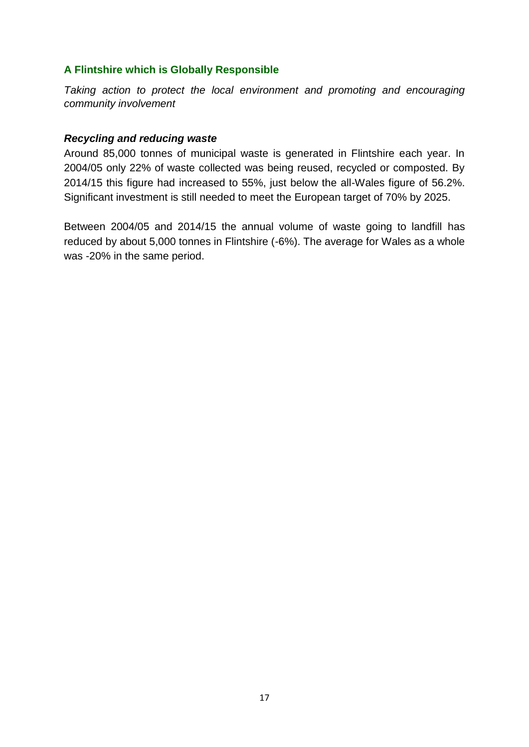## A Flintshire which is Globally Responsible

*Taking action to protect the local environment and promoting and encouraging community involvement*

### ***Recycling and reducing waste***

Around 85,000 tonnes of municipal waste is generated in Flintshire each year. In 2004/05 only 22% of waste collected was being reused, recycled or composted. By 2014/15 this figure had increased to 55%, just below the all-Wales figure of 56.2%. Significant investment is still needed to meet the European target of 70% by 2025.

Between 2004/05 and 2014/15 the annual volume of waste going to landfill has reduced by about 5,000 tonnes in Flintshire (-6%). The average for Wales as a whole was -20% in the same period.